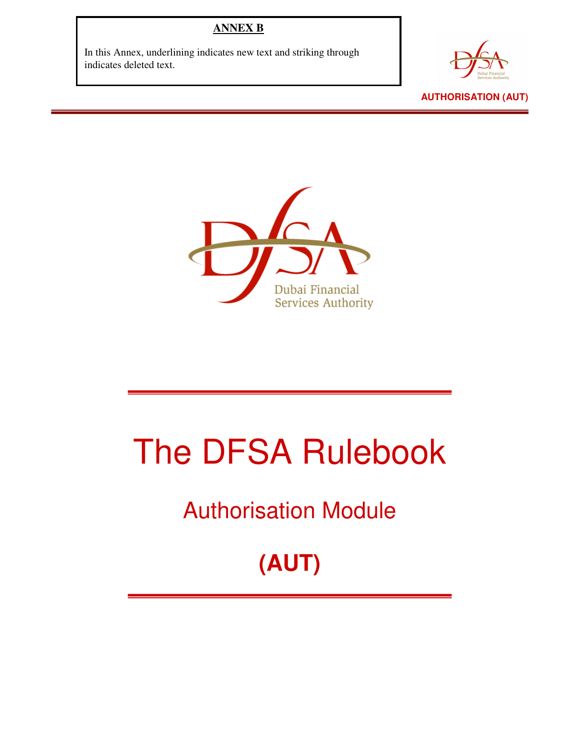**ANNEX B**

In this Annex, underlining indicates new text and striking through indicates deleted text.

**AUTHORISATION (AUT)**

Dubai Financial Services Authority

# The DFSA Rulebook

## Authorisation Module

## (AUT)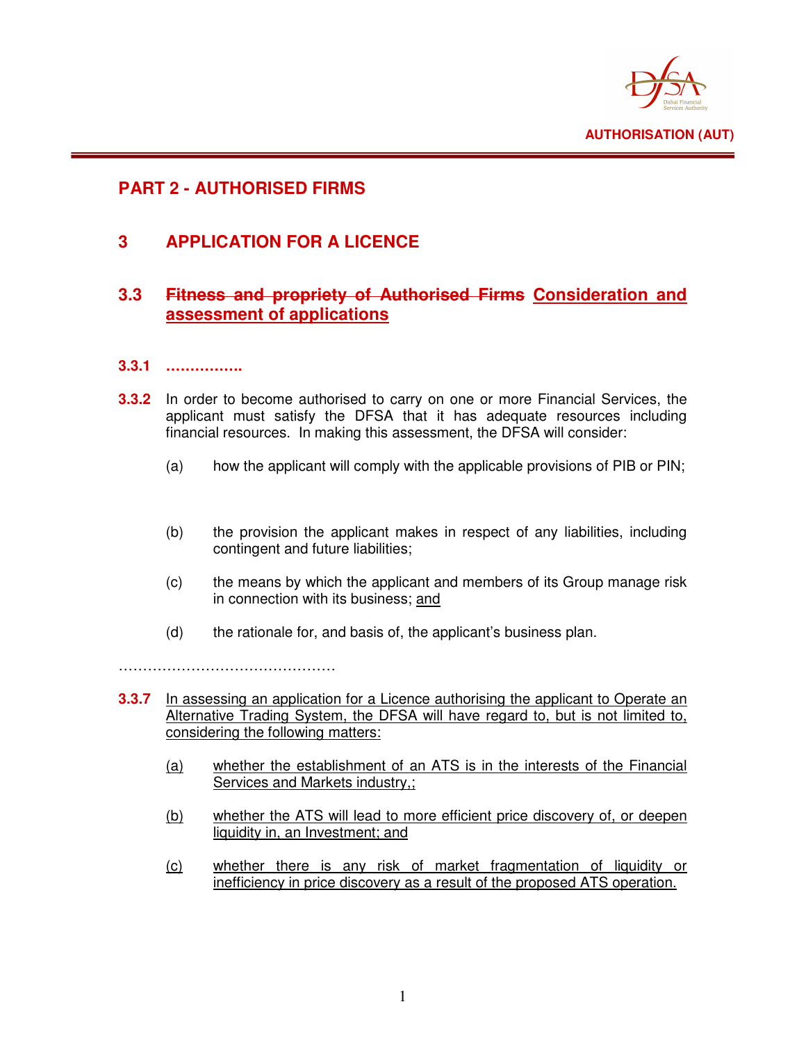# PART 2 - AUTHORISED FIRMS

## 3 APPLICATION FOR A LICENCE

### 3.3 ~~Fitness and propriety of Authorised Firms~~ <u>Consideration and assessment of applications</u>

**3.3.1** **…………….**

**3.3.2** In order to become authorised to carry on one or more Financial Services, the applicant must satisfy the DFSA that it has adequate resources including financial resources. In making this assessment, the DFSA will consider:

(a) how the applicant will comply with the applicable provisions of PIB or PIN;

(b) the provision the applicant makes in respect of any liabilities, including contingent and future liabilities;

(c) the means by which the applicant and members of its Group manage risk in connection with its business; <u>and</u>

(d) the rationale for, and basis of, the applicant's business plan.

………………………………………

**3.3.7** <u>In assessing an application for a Licence authorising the applicant to Operate an Alternative Trading System, the DFSA will have regard to, but is not limited to, considering the following matters:</u>

<u>(a)</u> <u>whether the establishment of an ATS is in the interests of the Financial Services and Markets industry,;</u>

<u>(b)</u> <u>whether the ATS will lead to more efficient price discovery of, or deepen liquidity in, an Investment; and</u>

<u>(c)</u> <u>whether there is any risk of market fragmentation of liquidity or inefficiency in price discovery as a result of the proposed ATS operation.</u>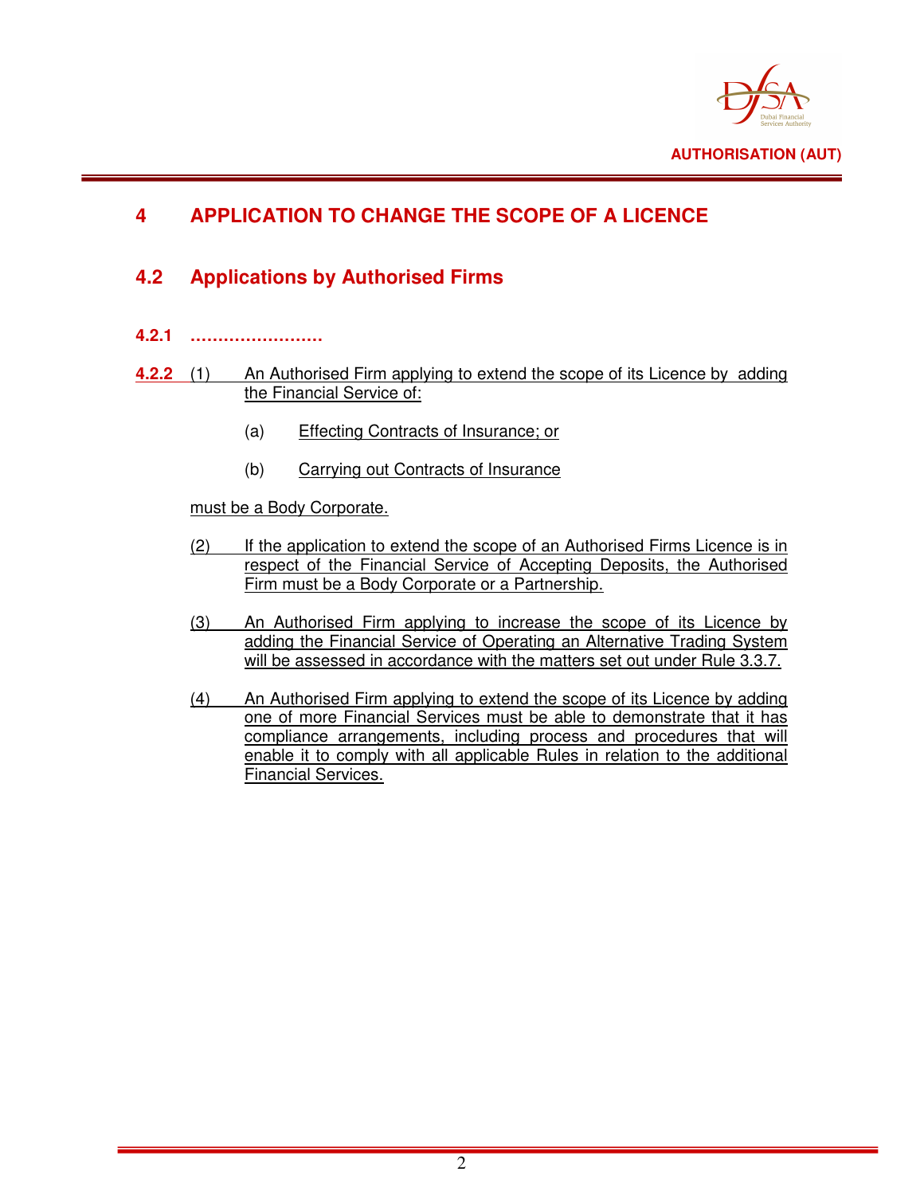# 4 APPLICATION TO CHANGE THE SCOPE OF A LICENCE

## 4.2 Applications by Authorised Firms

**4.2.1 ……………………**

**4.2.2** (1) An Authorised Firm applying to extend the scope of its Licence by adding the Financial Service of:

(a) Effecting Contracts of Insurance; or

(b) Carrying out Contracts of Insurance

must be a Body Corporate.

(2) If the application to extend the scope of an Authorised Firms Licence is in respect of the Financial Service of Accepting Deposits, the Authorised Firm must be a Body Corporate or a Partnership.

(3) An Authorised Firm applying to increase the scope of its Licence by adding the Financial Service of Operating an Alternative Trading System will be assessed in accordance with the matters set out under Rule 3.3.7.

(4) An Authorised Firm applying to extend the scope of its Licence by adding one of more Financial Services must be able to demonstrate that it has compliance arrangements, including process and procedures that will enable it to comply with all applicable Rules in relation to the additional Financial Services.